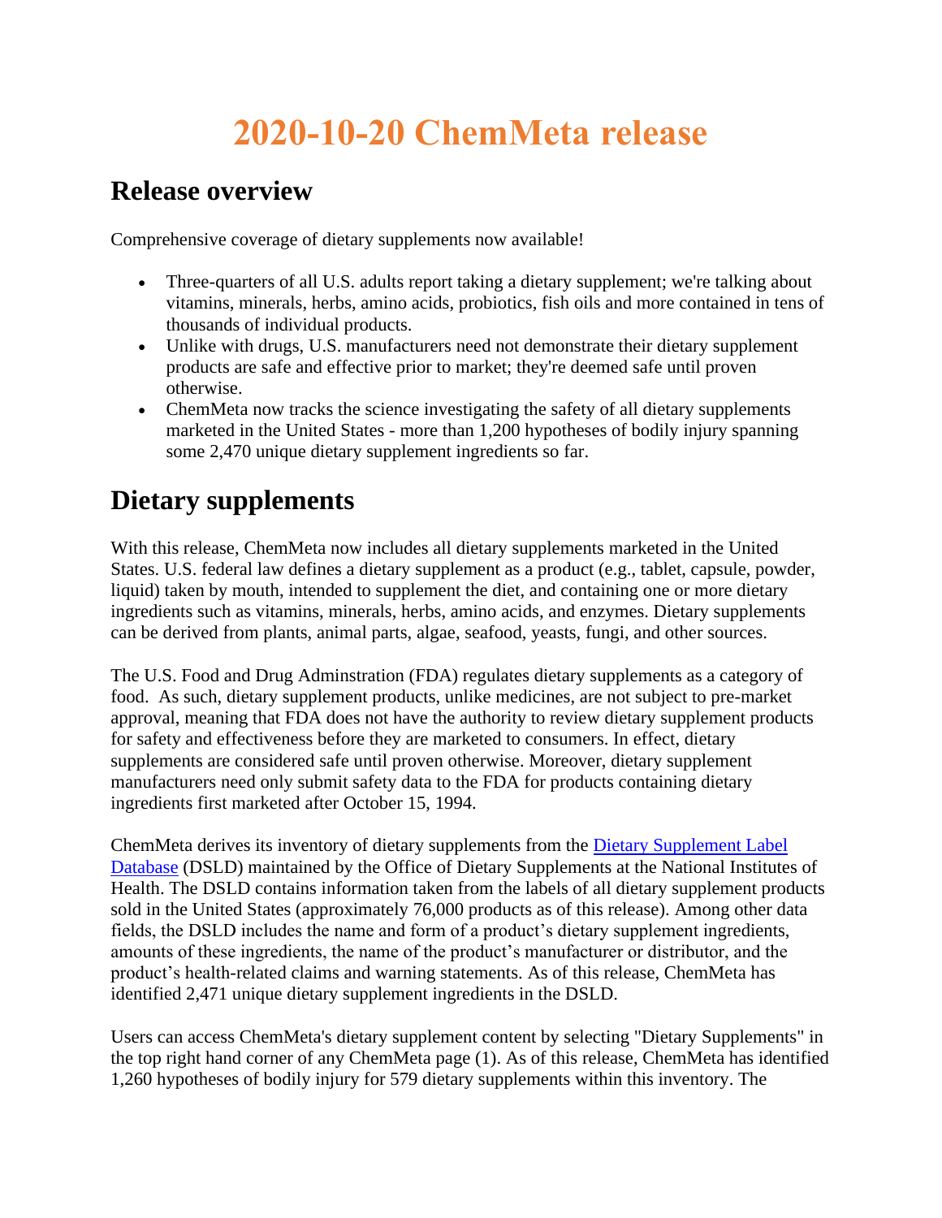# 2020-10-20 ChemMeta release

## Release overview

Comprehensive coverage of dietary supplements now available!

- Three-quarters of all U.S. adults report taking a dietary supplement; we're talking about vitamins, minerals, herbs, amino acids, probiotics, fish oils and more contained in tens of thousands of individual products.
- Unlike with drugs, U.S. manufacturers need not demonstrate their dietary supplement products are safe and effective prior to market; they're deemed safe until proven otherwise.
- ChemMeta now tracks the science investigating the safety of all dietary supplements marketed in the United States - more than 1,200 hypotheses of bodily injury spanning some 2,470 unique dietary supplement ingredients so far.

## Dietary supplements

With this release, ChemMeta now includes all dietary supplements marketed in the United States. U.S. federal law defines a dietary supplement as a product (e.g., tablet, capsule, powder, liquid) taken by mouth, intended to supplement the diet, and containing one or more dietary ingredients such as vitamins, minerals, herbs, amino acids, and enzymes. Dietary supplements can be derived from plants, animal parts, algae, seafood, yeasts, fungi, and other sources.

The U.S. Food and Drug Adminstration (FDA) regulates dietary supplements as a category of food. As such, dietary supplement products, unlike medicines, are not subject to pre-market approval, meaning that FDA does not have the authority to review dietary supplement products for safety and effectiveness before they are marketed to consumers. In effect, dietary supplements are considered safe until proven otherwise. Moreover, dietary supplement manufacturers need only submit safety data to the FDA for products containing dietary ingredients first marketed after October 15, 1994.

ChemMeta derives its inventory of dietary supplements from the [Dietary Supplement Label Database] (DSLD) maintained by the Office of Dietary Supplements at the National Institutes of Health. The DSLD contains information taken from the labels of all dietary supplement products sold in the United States (approximately 76,000 products as of this release). Among other data fields, the DSLD includes the name and form of a product's dietary supplement ingredients, amounts of these ingredients, the name of the product's manufacturer or distributor, and the product's health-related claims and warning statements. As of this release, ChemMeta has identified 2,471 unique dietary supplement ingredients in the DSLD.

Users can access ChemMeta's dietary supplement content by selecting "Dietary Supplements" in the top right hand corner of any ChemMeta page (1). As of this release, ChemMeta has identified 1,260 hypotheses of bodily injury for 579 dietary supplements within this inventory. The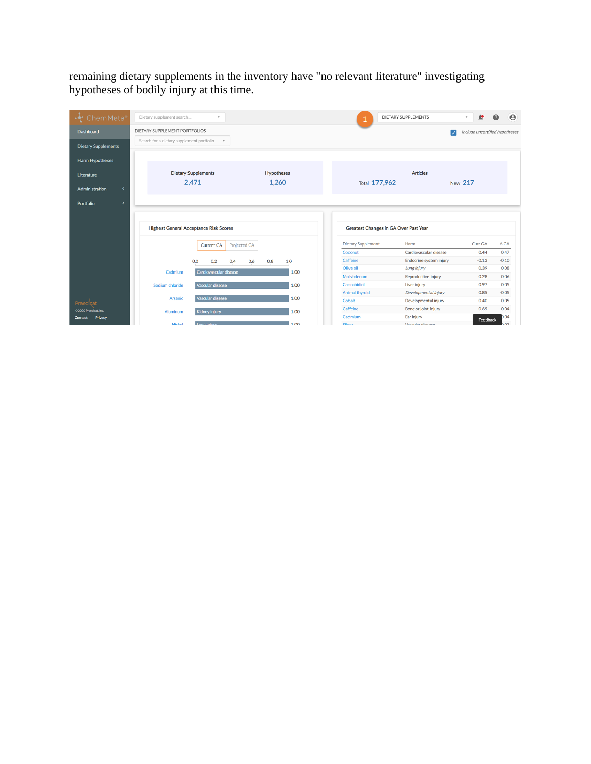remaining dietary supplements in the inventory have "no relevant literature" investigating hypotheses of bodily injury at this time.

ChemMeta

Dietary supplement search...

1

DIETARY SUPPLEMENTS

Dashboard

Dietary Supplements

Harm Hypotheses

Literature

Administration

Portfolio

DIETARY SUPPLEMENT PORTFOLIOS

Search for a dietary supplement portfolio

*Include uncertified hypotheses*

Dietary Supplements 2,471

Hypotheses 1,260

Articles

Total 177,962

New 217

Highest General Acceptance Risk Scores

Current GA | Projected GA

0.0 0.2 0.4 0.6 0.8 1.0

Cadmium Cardiovascular disease 1.00

Sodium chloride Vascular disease 1.00

Arsenic Vascular disease 1.00

Aluminum Kidney injury 1.00

Nickel Lung injury 1.00

Greatest Changes in GA Over Past Year

| Dietary Supplement | Harm | Curr GA | Δ GA |
|---|---|---|---|
| Coconut | Cardiovascular disease | 0.44 | 0.47 |
| Caffeine | Endocrine system injury | -0.13 | -0.10 |
| Olive oil | *Lung injury* | 0.39 | 0.08 |
| Molybdenum | Reproductive injury | 0.28 | 0.06 |
| Cannabidiol | Liver injury | 0.97 | 0.05 |
| Animal thyroid | *Developmental injury* | 0.85 | -0.05 |
| Cobalt | Developmental injury | 0.40 | 0.05 |
| Caffeine | Bone or joint injury | 0.69 | 0.04 |
| Cadmium | Ear injury | | 0.04 |
| Silver | Vascular disease | | 0.03 |

Feedback

Praedicat

©2020 Praedicat, Inc.

Contact Privacy